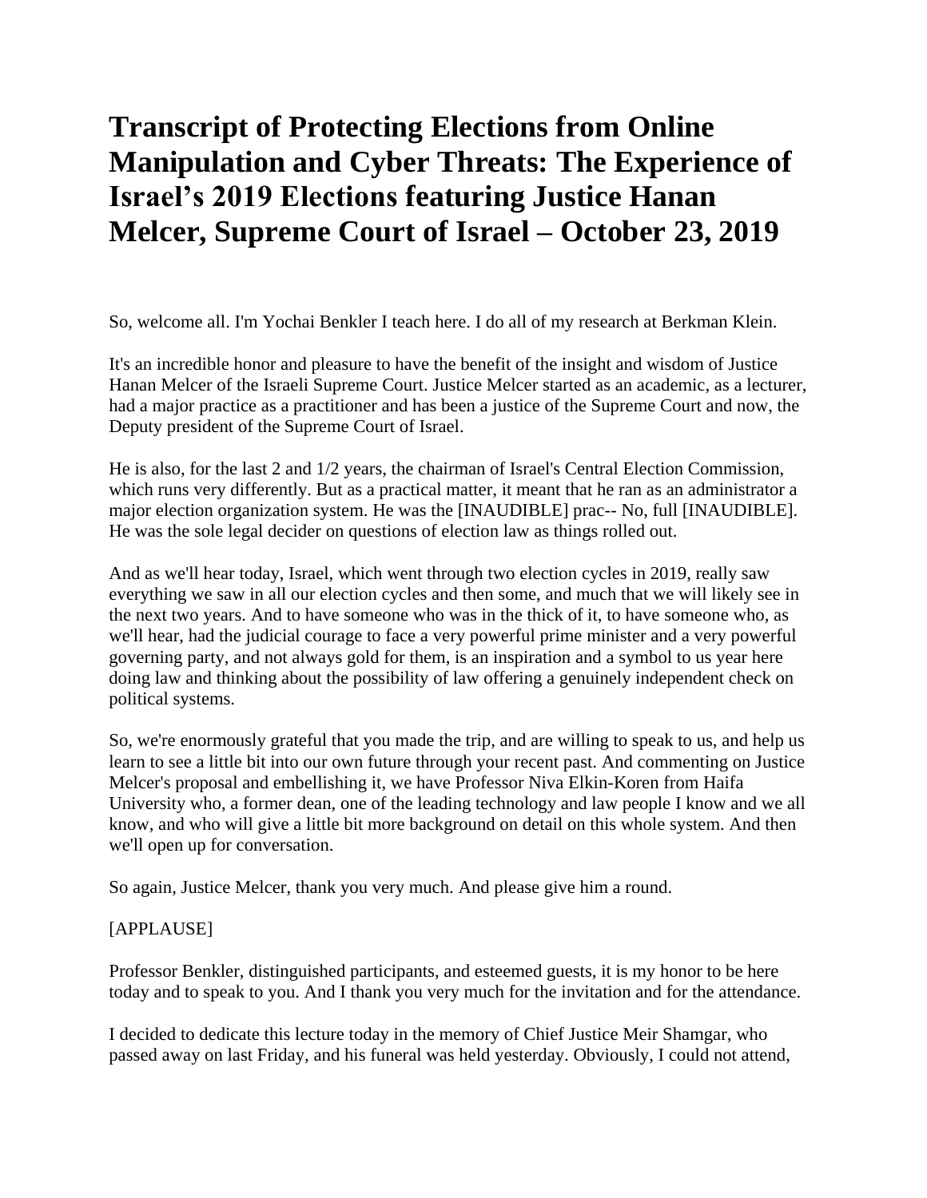# Transcript of Protecting Elections from Online Manipulation and Cyber Threats: The Experience of Israel's 2019 Elections featuring Justice Hanan Melcer, Supreme Court of Israel – October 23, 2019

So, welcome all. I'm Yochai Benkler I teach here. I do all of my research at Berkman Klein.

It's an incredible honor and pleasure to have the benefit of the insight and wisdom of Justice Hanan Melcer of the Israeli Supreme Court. Justice Melcer started as an academic, as a lecturer, had a major practice as a practitioner and has been a justice of the Supreme Court and now, the Deputy president of the Supreme Court of Israel.

He is also, for the last 2 and 1/2 years, the chairman of Israel's Central Election Commission, which runs very differently. But as a practical matter, it meant that he ran as an administrator a major election organization system. He was the [INAUDIBLE] prac-- No, full [INAUDIBLE]. He was the sole legal decider on questions of election law as things rolled out.

And as we'll hear today, Israel, which went through two election cycles in 2019, really saw everything we saw in all our election cycles and then some, and much that we will likely see in the next two years. And to have someone who was in the thick of it, to have someone who, as we'll hear, had the judicial courage to face a very powerful prime minister and a very powerful governing party, and not always gold for them, is an inspiration and a symbol to us year here doing law and thinking about the possibility of law offering a genuinely independent check on political systems.

So, we're enormously grateful that you made the trip, and are willing to speak to us, and help us learn to see a little bit into our own future through your recent past. And commenting on Justice Melcer's proposal and embellishing it, we have Professor Niva Elkin-Koren from Haifa University who, a former dean, one of the leading technology and law people I know and we all know, and who will give a little bit more background on detail on this whole system. And then we'll open up for conversation.

So again, Justice Melcer, thank you very much. And please give him a round.

[APPLAUSE]

Professor Benkler, distinguished participants, and esteemed guests, it is my honor to be here today and to speak to you. And I thank you very much for the invitation and for the attendance.

I decided to dedicate this lecture today in the memory of Chief Justice Meir Shamgar, who passed away on last Friday, and his funeral was held yesterday. Obviously, I could not attend,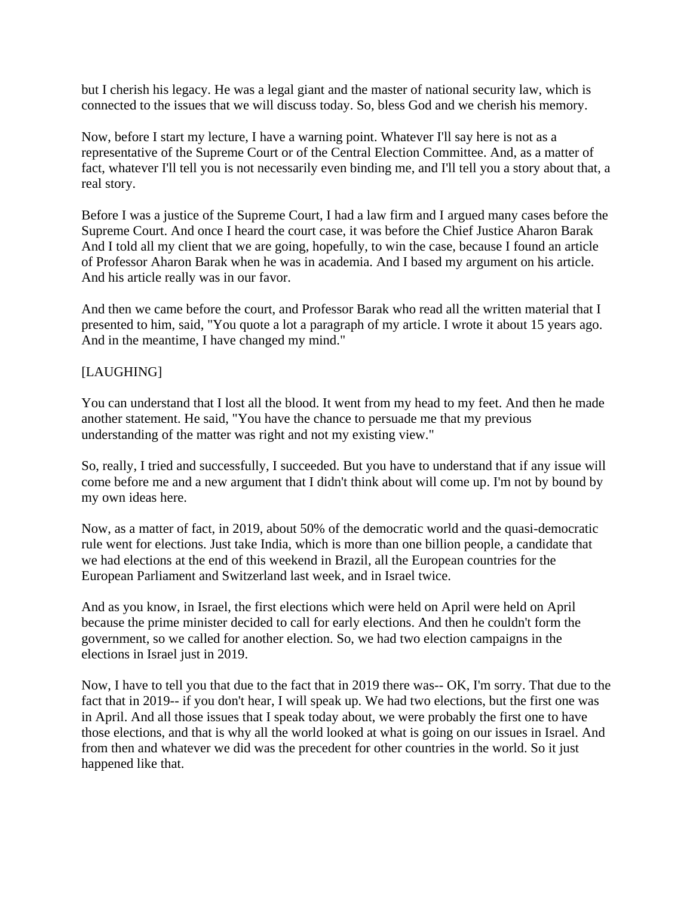but I cherish his legacy. He was a legal giant and the master of national security law, which is connected to the issues that we will discuss today. So, bless God and we cherish his memory.

Now, before I start my lecture, I have a warning point. Whatever I'll say here is not as a representative of the Supreme Court or of the Central Election Committee. And, as a matter of fact, whatever I'll tell you is not necessarily even binding me, and I'll tell you a story about that, a real story.

Before I was a justice of the Supreme Court, I had a law firm and I argued many cases before the Supreme Court. And once I heard the court case, it was before the Chief Justice Aharon Barak And I told all my client that we are going, hopefully, to win the case, because I found an article of Professor Aharon Barak when he was in academia. And I based my argument on his article. And his article really was in our favor.

And then we came before the court, and Professor Barak who read all the written material that I presented to him, said, "You quote a lot a paragraph of my article. I wrote it about 15 years ago. And in the meantime, I have changed my mind."

[LAUGHING]

You can understand that I lost all the blood. It went from my head to my feet. And then he made another statement. He said, "You have the chance to persuade me that my previous understanding of the matter was right and not my existing view."

So, really, I tried and successfully, I succeeded. But you have to understand that if any issue will come before me and a new argument that I didn't think about will come up. I'm not by bound by my own ideas here.

Now, as a matter of fact, in 2019, about 50% of the democratic world and the quasi-democratic rule went for elections. Just take India, which is more than one billion people, a candidate that we had elections at the end of this weekend in Brazil, all the European countries for the European Parliament and Switzerland last week, and in Israel twice.

And as you know, in Israel, the first elections which were held on April were held on April because the prime minister decided to call for early elections. And then he couldn't form the government, so we called for another election. So, we had two election campaigns in the elections in Israel just in 2019.

Now, I have to tell you that due to the fact that in 2019 there was-- OK, I'm sorry. That due to the fact that in 2019-- if you don't hear, I will speak up. We had two elections, but the first one was in April. And all those issues that I speak today about, we were probably the first one to have those elections, and that is why all the world looked at what is going on our issues in Israel. And from then and whatever we did was the precedent for other countries in the world. So it just happened like that.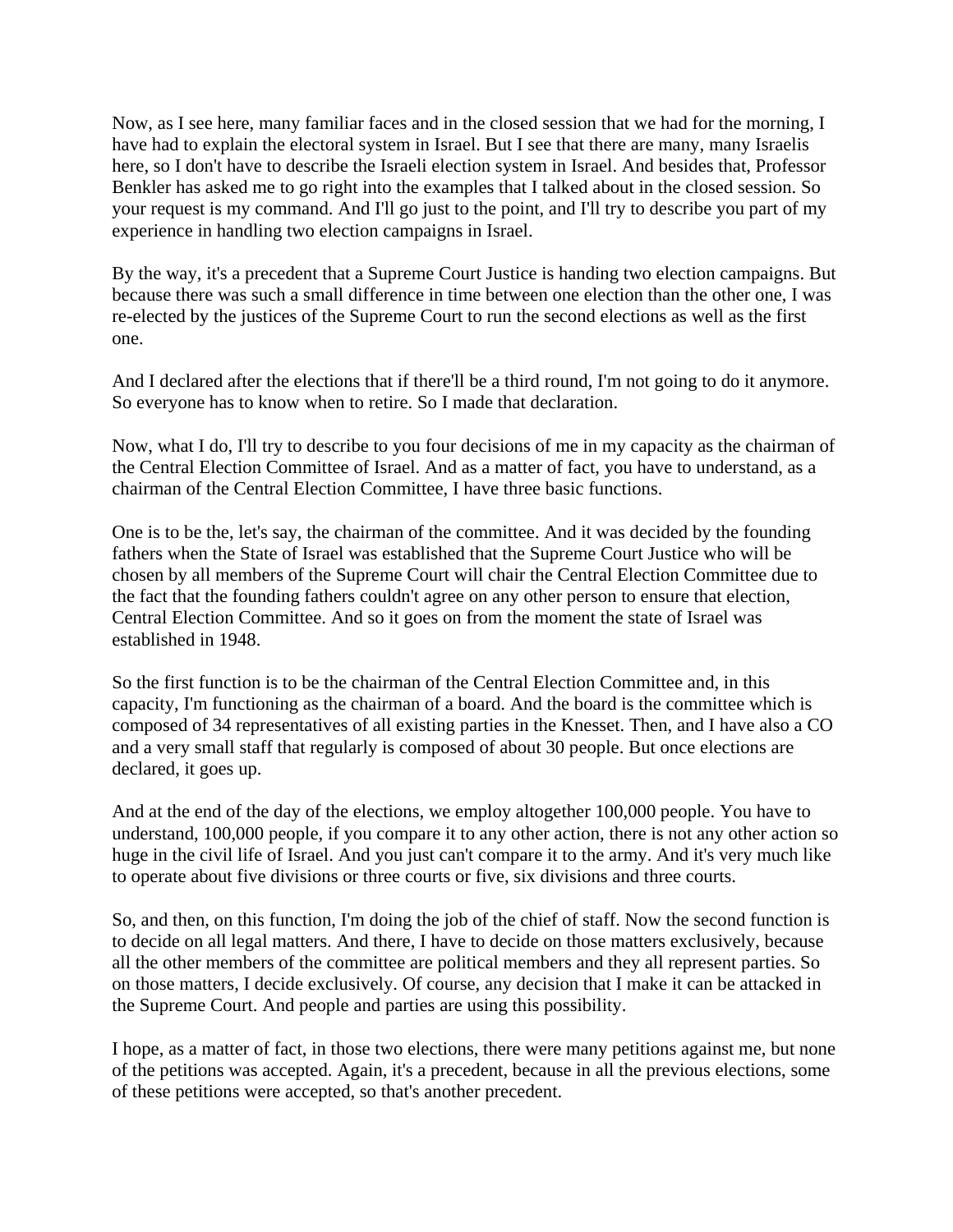Now, as I see here, many familiar faces and in the closed session that we had for the morning, I have had to explain the electoral system in Israel. But I see that there are many, many Israelis here, so I don't have to describe the Israeli election system in Israel. And besides that, Professor Benkler has asked me to go right into the examples that I talked about in the closed session. So your request is my command. And I'll go just to the point, and I'll try to describe you part of my experience in handling two election campaigns in Israel.

By the way, it's a precedent that a Supreme Court Justice is handing two election campaigns. But because there was such a small difference in time between one election than the other one, I was re-elected by the justices of the Supreme Court to run the second elections as well as the first one.

And I declared after the elections that if there'll be a third round, I'm not going to do it anymore. So everyone has to know when to retire. So I made that declaration.

Now, what I do, I'll try to describe to you four decisions of me in my capacity as the chairman of the Central Election Committee of Israel. And as a matter of fact, you have to understand, as a chairman of the Central Election Committee, I have three basic functions.

One is to be the, let's say, the chairman of the committee. And it was decided by the founding fathers when the State of Israel was established that the Supreme Court Justice who will be chosen by all members of the Supreme Court will chair the Central Election Committee due to the fact that the founding fathers couldn't agree on any other person to ensure that election, Central Election Committee. And so it goes on from the moment the state of Israel was established in 1948.

So the first function is to be the chairman of the Central Election Committee and, in this capacity, I'm functioning as the chairman of a board. And the board is the committee which is composed of 34 representatives of all existing parties in the Knesset. Then, and I have also a CO and a very small staff that regularly is composed of about 30 people. But once elections are declared, it goes up.

And at the end of the day of the elections, we employ altogether 100,000 people. You have to understand, 100,000 people, if you compare it to any other action, there is not any other action so huge in the civil life of Israel. And you just can't compare it to the army. And it's very much like to operate about five divisions or three courts or five, six divisions and three courts.

So, and then, on this function, I'm doing the job of the chief of staff. Now the second function is to decide on all legal matters. And there, I have to decide on those matters exclusively, because all the other members of the committee are political members and they all represent parties. So on those matters, I decide exclusively. Of course, any decision that I make it can be attacked in the Supreme Court. And people and parties are using this possibility.

I hope, as a matter of fact, in those two elections, there were many petitions against me, but none of the petitions was accepted. Again, it's a precedent, because in all the previous elections, some of these petitions were accepted, so that's another precedent.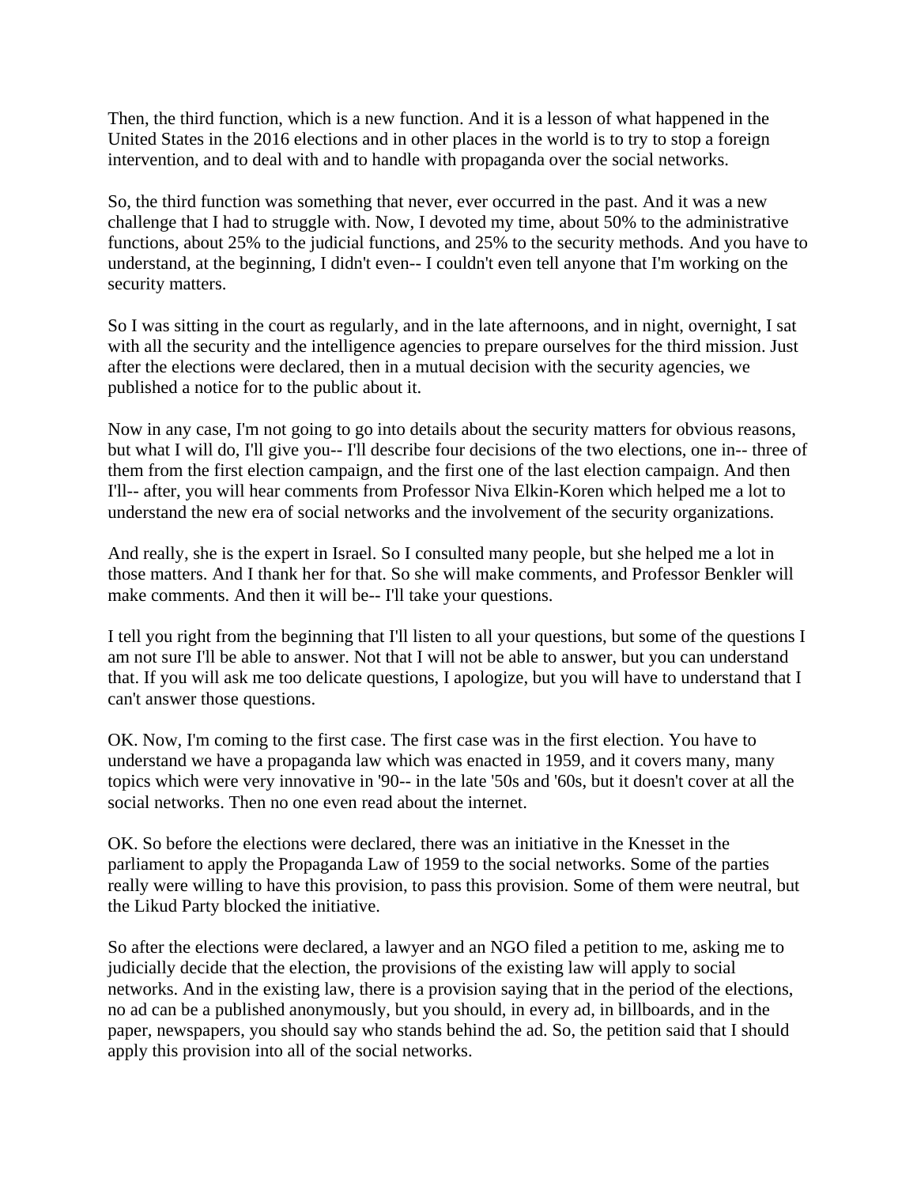Then, the third function, which is a new function. And it is a lesson of what happened in the United States in the 2016 elections and in other places in the world is to try to stop a foreign intervention, and to deal with and to handle with propaganda over the social networks.

So, the third function was something that never, ever occurred in the past. And it was a new challenge that I had to struggle with. Now, I devoted my time, about 50% to the administrative functions, about 25% to the judicial functions, and 25% to the security methods. And you have to understand, at the beginning, I didn't even-- I couldn't even tell anyone that I'm working on the security matters.

So I was sitting in the court as regularly, and in the late afternoons, and in night, overnight, I sat with all the security and the intelligence agencies to prepare ourselves for the third mission. Just after the elections were declared, then in a mutual decision with the security agencies, we published a notice for to the public about it.

Now in any case, I'm not going to go into details about the security matters for obvious reasons, but what I will do, I'll give you-- I'll describe four decisions of the two elections, one in-- three of them from the first election campaign, and the first one of the last election campaign. And then I'll-- after, you will hear comments from Professor Niva Elkin-Koren which helped me a lot to understand the new era of social networks and the involvement of the security organizations.

And really, she is the expert in Israel. So I consulted many people, but she helped me a lot in those matters. And I thank her for that. So she will make comments, and Professor Benkler will make comments. And then it will be-- I'll take your questions.

I tell you right from the beginning that I'll listen to all your questions, but some of the questions I am not sure I'll be able to answer. Not that I will not be able to answer, but you can understand that. If you will ask me too delicate questions, I apologize, but you will have to understand that I can't answer those questions.

OK. Now, I'm coming to the first case. The first case was in the first election. You have to understand we have a propaganda law which was enacted in 1959, and it covers many, many topics which were very innovative in '90-- in the late '50s and '60s, but it doesn't cover at all the social networks. Then no one even read about the internet.

OK. So before the elections were declared, there was an initiative in the Knesset in the parliament to apply the Propaganda Law of 1959 to the social networks. Some of the parties really were willing to have this provision, to pass this provision. Some of them were neutral, but the Likud Party blocked the initiative.

So after the elections were declared, a lawyer and an NGO filed a petition to me, asking me to judicially decide that the election, the provisions of the existing law will apply to social networks. And in the existing law, there is a provision saying that in the period of the elections, no ad can be a published anonymously, but you should, in every ad, in billboards, and in the paper, newspapers, you should say who stands behind the ad. So, the petition said that I should apply this provision into all of the social networks.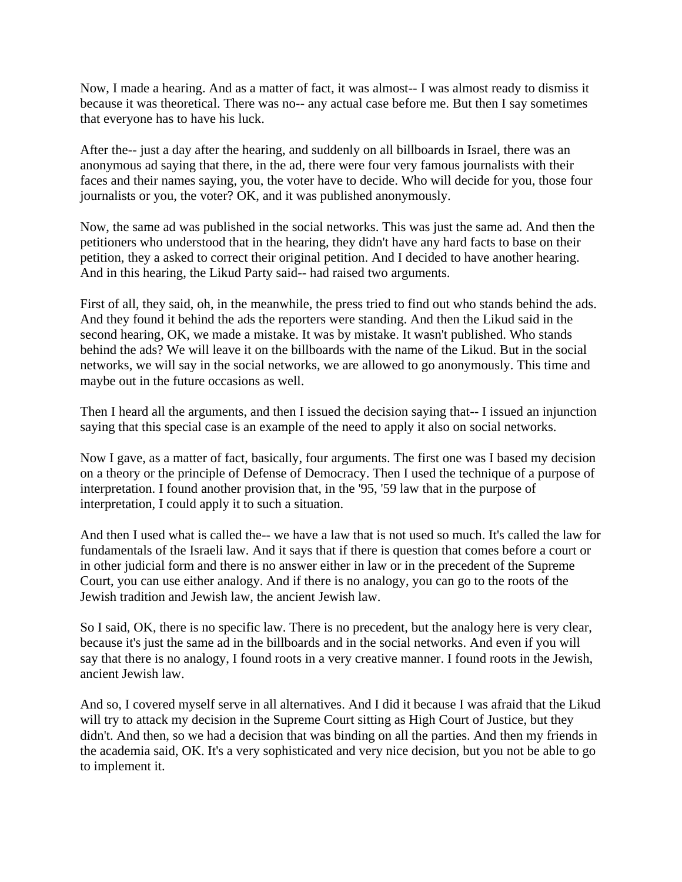Now, I made a hearing. And as a matter of fact, it was almost-- I was almost ready to dismiss it because it was theoretical. There was no-- any actual case before me. But then I say sometimes that everyone has to have his luck.

After the-- just a day after the hearing, and suddenly on all billboards in Israel, there was an anonymous ad saying that there, in the ad, there were four very famous journalists with their faces and their names saying, you, the voter have to decide. Who will decide for you, those four journalists or you, the voter? OK, and it was published anonymously.

Now, the same ad was published in the social networks. This was just the same ad. And then the petitioners who understood that in the hearing, they didn't have any hard facts to base on their petition, they a asked to correct their original petition. And I decided to have another hearing. And in this hearing, the Likud Party said-- had raised two arguments.

First of all, they said, oh, in the meanwhile, the press tried to find out who stands behind the ads. And they found it behind the ads the reporters were standing. And then the Likud said in the second hearing, OK, we made a mistake. It was by mistake. It wasn't published. Who stands behind the ads? We will leave it on the billboards with the name of the Likud. But in the social networks, we will say in the social networks, we are allowed to go anonymously. This time and maybe out in the future occasions as well.

Then I heard all the arguments, and then I issued the decision saying that-- I issued an injunction saying that this special case is an example of the need to apply it also on social networks.

Now I gave, as a matter of fact, basically, four arguments. The first one was I based my decision on a theory or the principle of Defense of Democracy. Then I used the technique of a purpose of interpretation. I found another provision that, in the '95, '59 law that in the purpose of interpretation, I could apply it to such a situation.

And then I used what is called the-- we have a law that is not used so much. It's called the law for fundamentals of the Israeli law. And it says that if there is question that comes before a court or in other judicial form and there is no answer either in law or in the precedent of the Supreme Court, you can use either analogy. And if there is no analogy, you can go to the roots of the Jewish tradition and Jewish law, the ancient Jewish law.

So I said, OK, there is no specific law. There is no precedent, but the analogy here is very clear, because it's just the same ad in the billboards and in the social networks. And even if you will say that there is no analogy, I found roots in a very creative manner. I found roots in the Jewish, ancient Jewish law.

And so, I covered myself serve in all alternatives. And I did it because I was afraid that the Likud will try to attack my decision in the Supreme Court sitting as High Court of Justice, but they didn't. And then, so we had a decision that was binding on all the parties. And then my friends in the academia said, OK. It's a very sophisticated and very nice decision, but you not be able to go to implement it.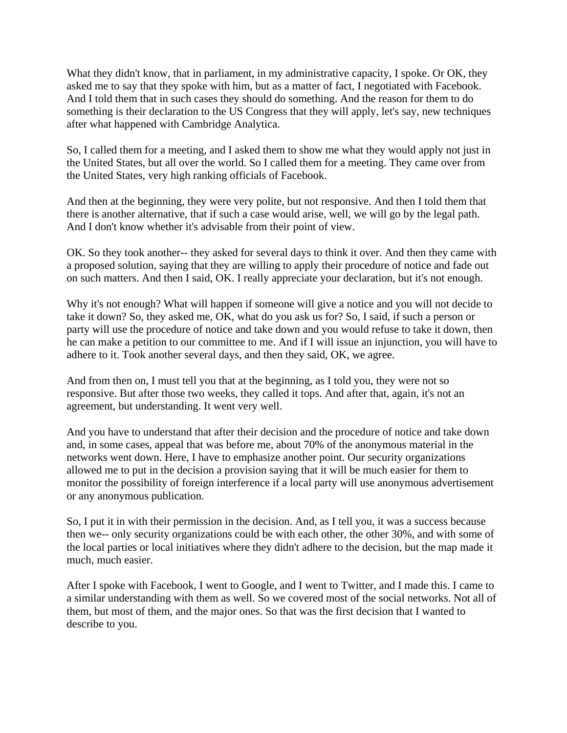What they didn't know, that in parliament, in my administrative capacity, I spoke. Or OK, they asked me to say that they spoke with him, but as a matter of fact, I negotiated with Facebook. And I told them that in such cases they should do something. And the reason for them to do something is their declaration to the US Congress that they will apply, let's say, new techniques after what happened with Cambridge Analytica.

So, I called them for a meeting, and I asked them to show me what they would apply not just in the United States, but all over the world. So I called them for a meeting. They came over from the United States, very high ranking officials of Facebook.

And then at the beginning, they were very polite, but not responsive. And then I told them that there is another alternative, that if such a case would arise, well, we will go by the legal path. And I don't know whether it's advisable from their point of view.

OK. So they took another-- they asked for several days to think it over. And then they came with a proposed solution, saying that they are willing to apply their procedure of notice and fade out on such matters. And then I said, OK. I really appreciate your declaration, but it's not enough.

Why it's not enough? What will happen if someone will give a notice and you will not decide to take it down? So, they asked me, OK, what do you ask us for? So, I said, if such a person or party will use the procedure of notice and take down and you would refuse to take it down, then he can make a petition to our committee to me. And if I will issue an injunction, you will have to adhere to it. Took another several days, and then they said, OK, we agree.

And from then on, I must tell you that at the beginning, as I told you, they were not so responsive. But after those two weeks, they called it tops. And after that, again, it's not an agreement, but understanding. It went very well.

And you have to understand that after their decision and the procedure of notice and take down and, in some cases, appeal that was before me, about 70% of the anonymous material in the networks went down. Here, I have to emphasize another point. Our security organizations allowed me to put in the decision a provision saying that it will be much easier for them to monitor the possibility of foreign interference if a local party will use anonymous advertisement or any anonymous publication.

So, I put it in with their permission in the decision. And, as I tell you, it was a success because then we-- only security organizations could be with each other, the other 30%, and with some of the local parties or local initiatives where they didn't adhere to the decision, but the map made it much, much easier.

After I spoke with Facebook, I went to Google, and I went to Twitter, and I made this. I came to a similar understanding with them as well. So we covered most of the social networks. Not all of them, but most of them, and the major ones. So that was the first decision that I wanted to describe to you.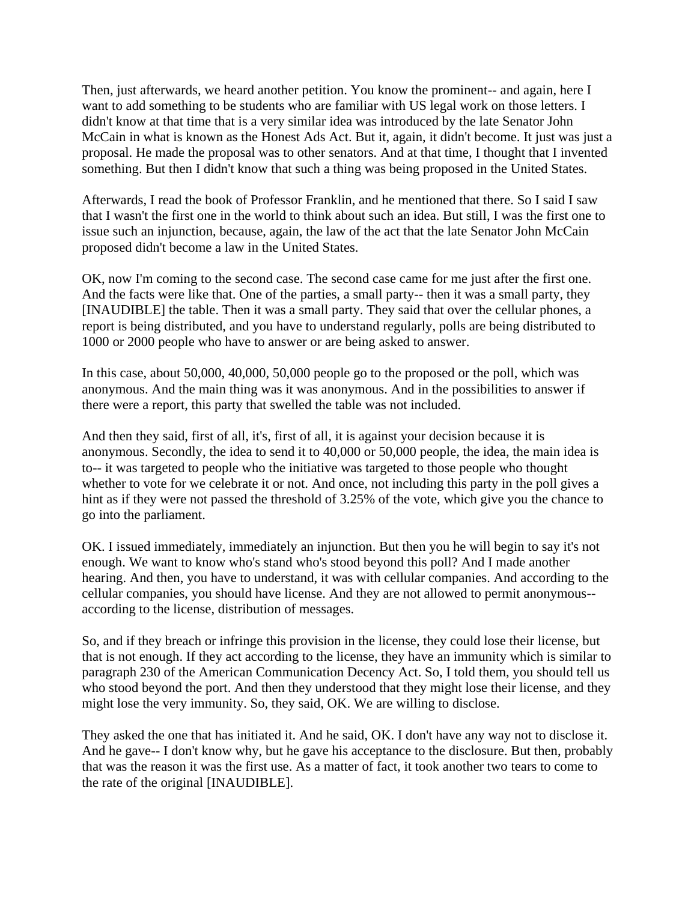Then, just afterwards, we heard another petition. You know the prominent-- and again, here I want to add something to be students who are familiar with US legal work on those letters. I didn't know at that time that is a very similar idea was introduced by the late Senator John McCain in what is known as the Honest Ads Act. But it, again, it didn't become. It just was just a proposal. He made the proposal was to other senators. And at that time, I thought that I invented something. But then I didn't know that such a thing was being proposed in the United States.

Afterwards, I read the book of Professor Franklin, and he mentioned that there. So I said I saw that I wasn't the first one in the world to think about such an idea. But still, I was the first one to issue such an injunction, because, again, the law of the act that the late Senator John McCain proposed didn't become a law in the United States.

OK, now I'm coming to the second case. The second case came for me just after the first one. And the facts were like that. One of the parties, a small party-- then it was a small party, they [INAUDIBLE] the table. Then it was a small party. They said that over the cellular phones, a report is being distributed, and you have to understand regularly, polls are being distributed to 1000 or 2000 people who have to answer or are being asked to answer.

In this case, about 50,000, 40,000, 50,000 people go to the proposed or the poll, which was anonymous. And the main thing was it was anonymous. And in the possibilities to answer if there were a report, this party that swelled the table was not included.

And then they said, first of all, it's, first of all, it is against your decision because it is anonymous. Secondly, the idea to send it to 40,000 or 50,000 people, the idea, the main idea is to-- it was targeted to people who the initiative was targeted to those people who thought whether to vote for we celebrate it or not. And once, not including this party in the poll gives a hint as if they were not passed the threshold of 3.25% of the vote, which give you the chance to go into the parliament.

OK. I issued immediately, immediately an injunction. But then you he will begin to say it's not enough. We want to know who's stand who's stood beyond this poll? And I made another hearing. And then, you have to understand, it was with cellular companies. And according to the cellular companies, you should have license. And they are not allowed to permit anonymous-- according to the license, distribution of messages.

So, and if they breach or infringe this provision in the license, they could lose their license, but that is not enough. If they act according to the license, they have an immunity which is similar to paragraph 230 of the American Communication Decency Act. So, I told them, you should tell us who stood beyond the port. And then they understood that they might lose their license, and they might lose the very immunity. So, they said, OK. We are willing to disclose.

They asked the one that has initiated it. And he said, OK. I don't have any way not to disclose it. And he gave-- I don't know why, but he gave his acceptance to the disclosure. But then, probably that was the reason it was the first use. As a matter of fact, it took another two tears to come to the rate of the original [INAUDIBLE].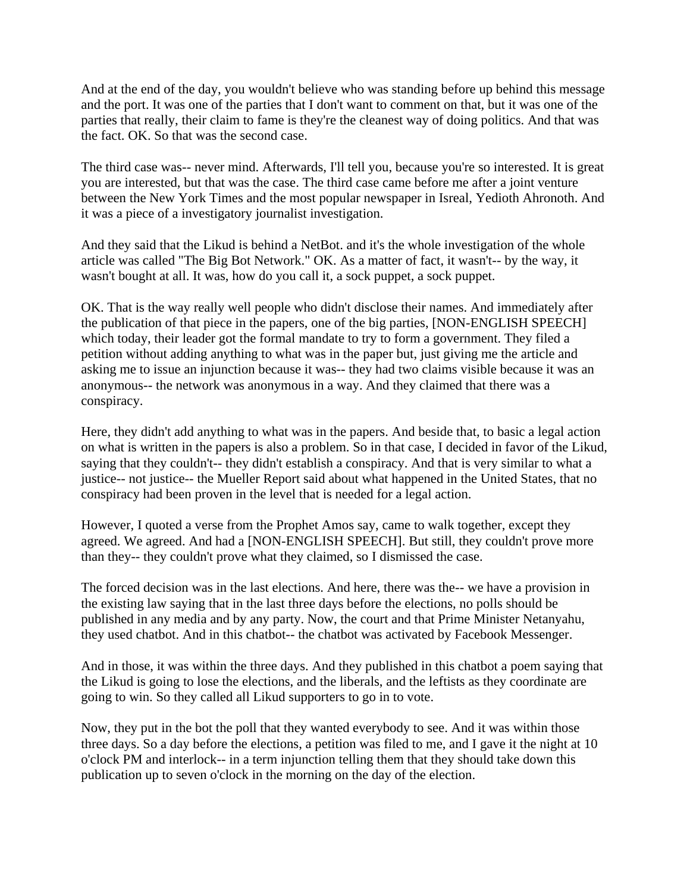And at the end of the day, you wouldn't believe who was standing before up behind this message and the port. It was one of the parties that I don't want to comment on that, but it was one of the parties that really, their claim to fame is they're the cleanest way of doing politics. And that was the fact. OK. So that was the second case.

The third case was-- never mind. Afterwards, I'll tell you, because you're so interested. It is great you are interested, but that was the case. The third case came before me after a joint venture between the New York Times and the most popular newspaper in Isreal, Yedioth Ahronoth. And it was a piece of a investigatory journalist investigation.

And they said that the Likud is behind a NetBot. and it's the whole investigation of the whole article was called "The Big Bot Network." OK. As a matter of fact, it wasn't-- by the way, it wasn't bought at all. It was, how do you call it, a sock puppet, a sock puppet.

OK. That is the way really well people who didn't disclose their names. And immediately after the publication of that piece in the papers, one of the big parties, [NON-ENGLISH SPEECH] which today, their leader got the formal mandate to try to form a government. They filed a petition without adding anything to what was in the paper but, just giving me the article and asking me to issue an injunction because it was-- they had two claims visible because it was an anonymous-- the network was anonymous in a way. And they claimed that there was a conspiracy.

Here, they didn't add anything to what was in the papers. And beside that, to basic a legal action on what is written in the papers is also a problem. So in that case, I decided in favor of the Likud, saying that they couldn't-- they didn't establish a conspiracy. And that is very similar to what a justice-- not justice-- the Mueller Report said about what happened in the United States, that no conspiracy had been proven in the level that is needed for a legal action.

However, I quoted a verse from the Prophet Amos say, came to walk together, except they agreed. We agreed. And had a [NON-ENGLISH SPEECH]. But still, they couldn't prove more than they-- they couldn't prove what they claimed, so I dismissed the case.

The forced decision was in the last elections. And here, there was the-- we have a provision in the existing law saying that in the last three days before the elections, no polls should be published in any media and by any party. Now, the court and that Prime Minister Netanyahu, they used chatbot. And in this chatbot-- the chatbot was activated by Facebook Messenger.

And in those, it was within the three days. And they published in this chatbot a poem saying that the Likud is going to lose the elections, and the liberals, and the leftists as they coordinate are going to win. So they called all Likud supporters to go in to vote.

Now, they put in the bot the poll that they wanted everybody to see. And it was within those three days. So a day before the elections, a petition was filed to me, and I gave it the night at 10 o'clock PM and interlock-- in a term injunction telling them that they should take down this publication up to seven o'clock in the morning on the day of the election.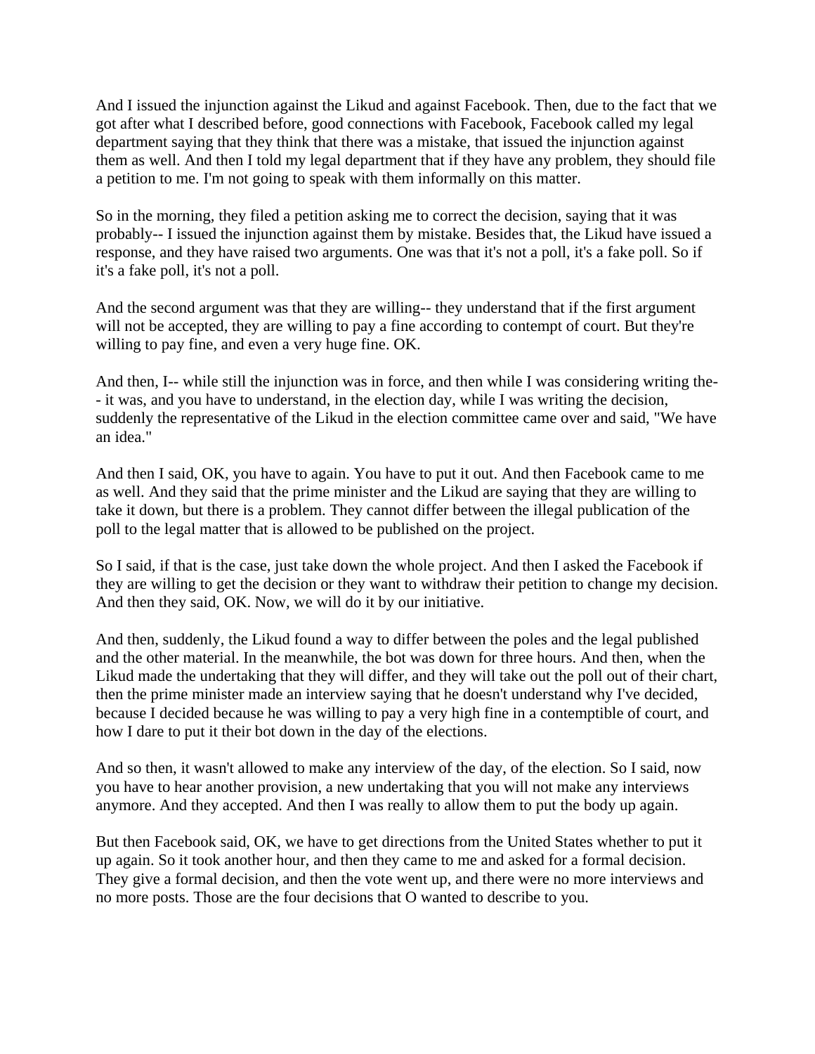And I issued the injunction against the Likud and against Facebook. Then, due to the fact that we got after what I described before, good connections with Facebook, Facebook called my legal department saying that they think that there was a mistake, that issued the injunction against them as well. And then I told my legal department that if they have any problem, they should file a petition to me. I'm not going to speak with them informally on this matter.

So in the morning, they filed a petition asking me to correct the decision, saying that it was probably-- I issued the injunction against them by mistake. Besides that, the Likud have issued a response, and they have raised two arguments. One was that it's not a poll, it's a fake poll. So if it's a fake poll, it's not a poll.

And the second argument was that they are willing-- they understand that if the first argument will not be accepted, they are willing to pay a fine according to contempt of court. But they're willing to pay fine, and even a very huge fine. OK.

And then, I-- while still the injunction was in force, and then while I was considering writing the-- it was, and you have to understand, in the election day, while I was writing the decision, suddenly the representative of the Likud in the election committee came over and said, "We have an idea."

And then I said, OK, you have to again. You have to put it out. And then Facebook came to me as well. And they said that the prime minister and the Likud are saying that they are willing to take it down, but there is a problem. They cannot differ between the illegal publication of the poll to the legal matter that is allowed to be published on the project.

So I said, if that is the case, just take down the whole project. And then I asked the Facebook if they are willing to get the decision or they want to withdraw their petition to change my decision. And then they said, OK. Now, we will do it by our initiative.

And then, suddenly, the Likud found a way to differ between the poles and the legal published and the other material. In the meanwhile, the bot was down for three hours. And then, when the Likud made the undertaking that they will differ, and they will take out the poll out of their chart, then the prime minister made an interview saying that he doesn't understand why I've decided, because I decided because he was willing to pay a very high fine in a contemptible of court, and how I dare to put it their bot down in the day of the elections.

And so then, it wasn't allowed to make any interview of the day, of the election. So I said, now you have to hear another provision, a new undertaking that you will not make any interviews anymore. And they accepted. And then I was really to allow them to put the body up again.

But then Facebook said, OK, we have to get directions from the United States whether to put it up again. So it took another hour, and then they came to me and asked for a formal decision. They give a formal decision, and then the vote went up, and there were no more interviews and no more posts. Those are the four decisions that O wanted to describe to you.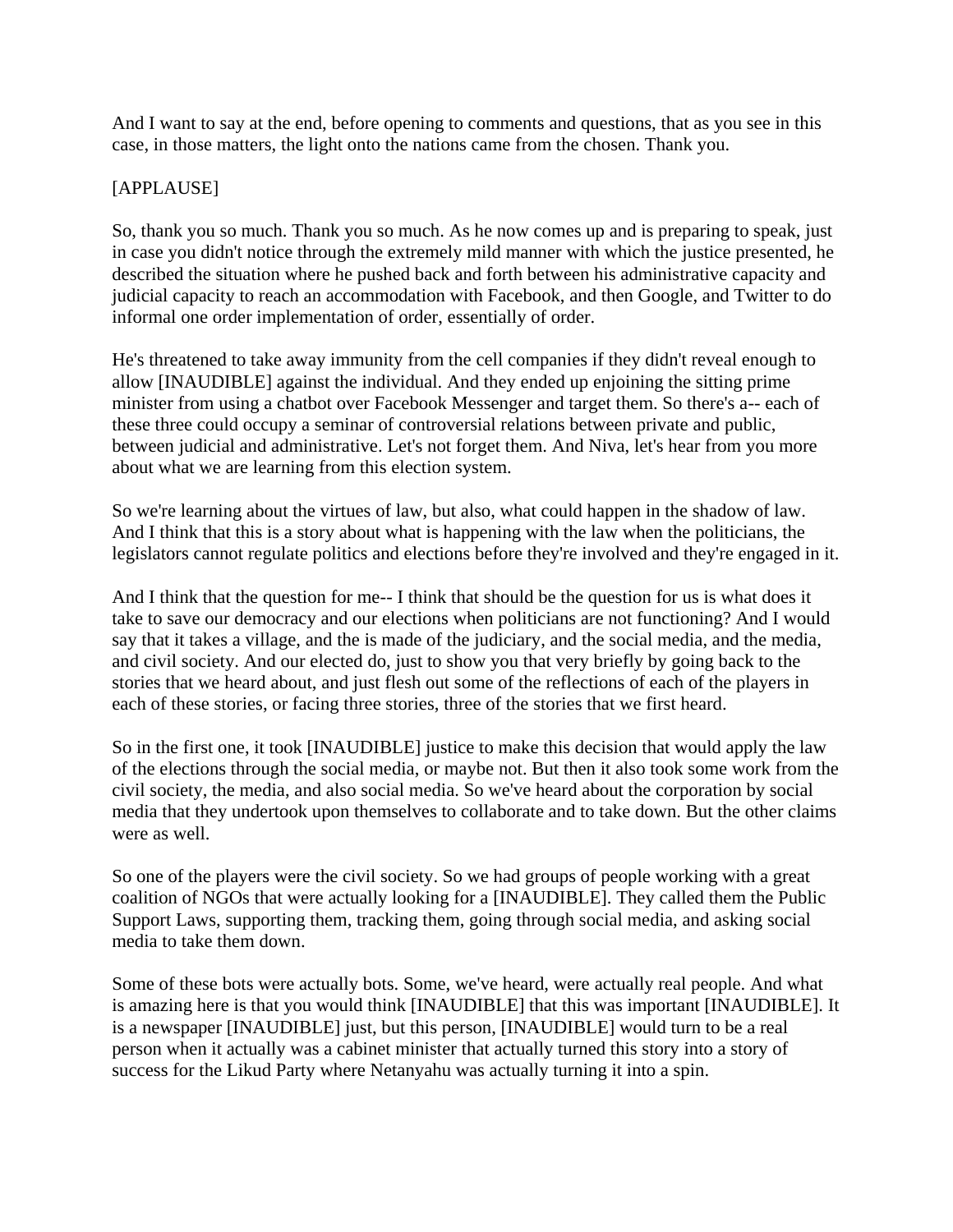And I want to say at the end, before opening to comments and questions, that as you see in this case, in those matters, the light onto the nations came from the chosen. Thank you.

[APPLAUSE]

So, thank you so much. Thank you so much. As he now comes up and is preparing to speak, just in case you didn't notice through the extremely mild manner with which the justice presented, he described the situation where he pushed back and forth between his administrative capacity and judicial capacity to reach an accommodation with Facebook, and then Google, and Twitter to do informal one order implementation of order, essentially of order.

He's threatened to take away immunity from the cell companies if they didn't reveal enough to allow [INAUDIBLE] against the individual. And they ended up enjoining the sitting prime minister from using a chatbot over Facebook Messenger and target them. So there's a-- each of these three could occupy a seminar of controversial relations between private and public, between judicial and administrative. Let's not forget them. And Niva, let's hear from you more about what we are learning from this election system.

So we're learning about the virtues of law, but also, what could happen in the shadow of law. And I think that this is a story about what is happening with the law when the politicians, the legislators cannot regulate politics and elections before they're involved and they're engaged in it.

And I think that the question for me-- I think that should be the question for us is what does it take to save our democracy and our elections when politicians are not functioning? And I would say that it takes a village, and the is made of the judiciary, and the social media, and the media, and civil society. And our elected do, just to show you that very briefly by going back to the stories that we heard about, and just flesh out some of the reflections of each of the players in each of these stories, or facing three stories, three of the stories that we first heard.

So in the first one, it took [INAUDIBLE] justice to make this decision that would apply the law of the elections through the social media, or maybe not. But then it also took some work from the civil society, the media, and also social media. So we've heard about the corporation by social media that they undertook upon themselves to collaborate and to take down. But the other claims were as well.

So one of the players were the civil society. So we had groups of people working with a great coalition of NGOs that were actually looking for a [INAUDIBLE]. They called them the Public Support Laws, supporting them, tracking them, going through social media, and asking social media to take them down.

Some of these bots were actually bots. Some, we've heard, were actually real people. And what is amazing here is that you would think [INAUDIBLE] that this was important [INAUDIBLE]. It is a newspaper [INAUDIBLE] just, but this person, [INAUDIBLE] would turn to be a real person when it actually was a cabinet minister that actually turned this story into a story of success for the Likud Party where Netanyahu was actually turning it into a spin.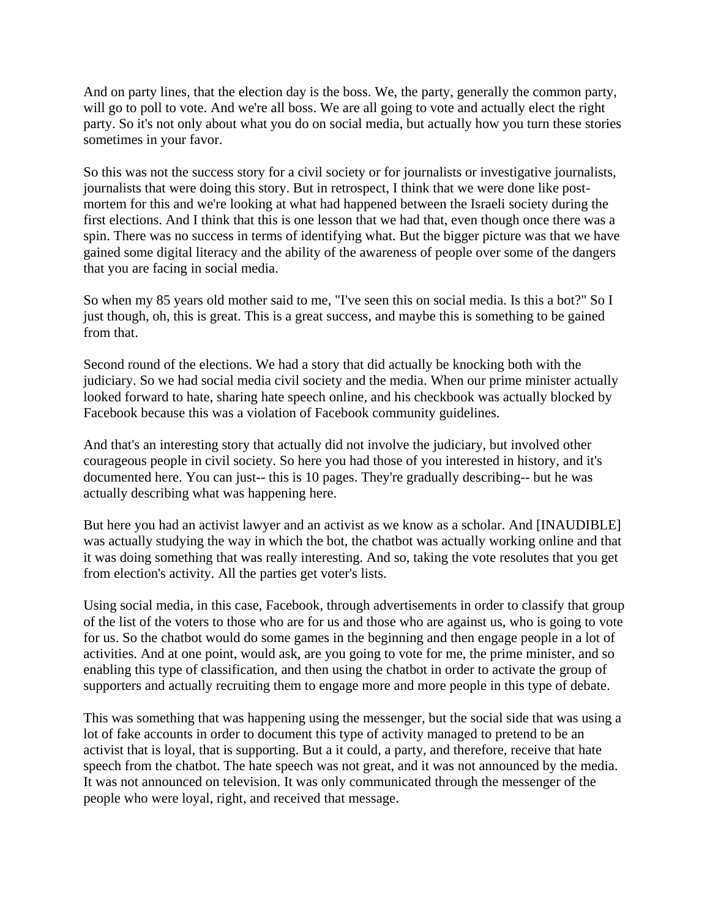And on party lines, that the election day is the boss. We, the party, generally the common party, will go to poll to vote. And we're all boss. We are all going to vote and actually elect the right party. So it's not only about what you do on social media, but actually how you turn these stories sometimes in your favor.

So this was not the success story for a civil society or for journalists or investigative journalists, journalists that were doing this story. But in retrospect, I think that we were done like post-mortem for this and we're looking at what had happened between the Israeli society during the first elections. And I think that this is one lesson that we had that, even though once there was a spin. There was no success in terms of identifying what. But the bigger picture was that we have gained some digital literacy and the ability of the awareness of people over some of the dangers that you are facing in social media.

So when my 85 years old mother said to me, "I've seen this on social media. Is this a bot?" So I just though, oh, this is great. This is a great success, and maybe this is something to be gained from that.

Second round of the elections. We had a story that did actually be knocking both with the judiciary. So we had social media civil society and the media. When our prime minister actually looked forward to hate, sharing hate speech online, and his checkbook was actually blocked by Facebook because this was a violation of Facebook community guidelines.

And that's an interesting story that actually did not involve the judiciary, but involved other courageous people in civil society. So here you had those of you interested in history, and it's documented here. You can just-- this is 10 pages. They're gradually describing-- but he was actually describing what was happening here.

But here you had an activist lawyer and an activist as we know as a scholar. And [INAUDIBLE] was actually studying the way in which the bot, the chatbot was actually working online and that it was doing something that was really interesting. And so, taking the vote resolutes that you get from election's activity. All the parties get voter's lists.

Using social media, in this case, Facebook, through advertisements in order to classify that group of the list of the voters to those who are for us and those who are against us, who is going to vote for us. So the chatbot would do some games in the beginning and then engage people in a lot of activities. And at one point, would ask, are you going to vote for me, the prime minister, and so enabling this type of classification, and then using the chatbot in order to activate the group of supporters and actually recruiting them to engage more and more people in this type of debate.

This was something that was happening using the messenger, but the social side that was using a lot of fake accounts in order to document this type of activity managed to pretend to be an activist that is loyal, that is supporting. But a it could, a party, and therefore, receive that hate speech from the chatbot. The hate speech was not great, and it was not announced by the media. It was not announced on television. It was only communicated through the messenger of the people who were loyal, right, and received that message.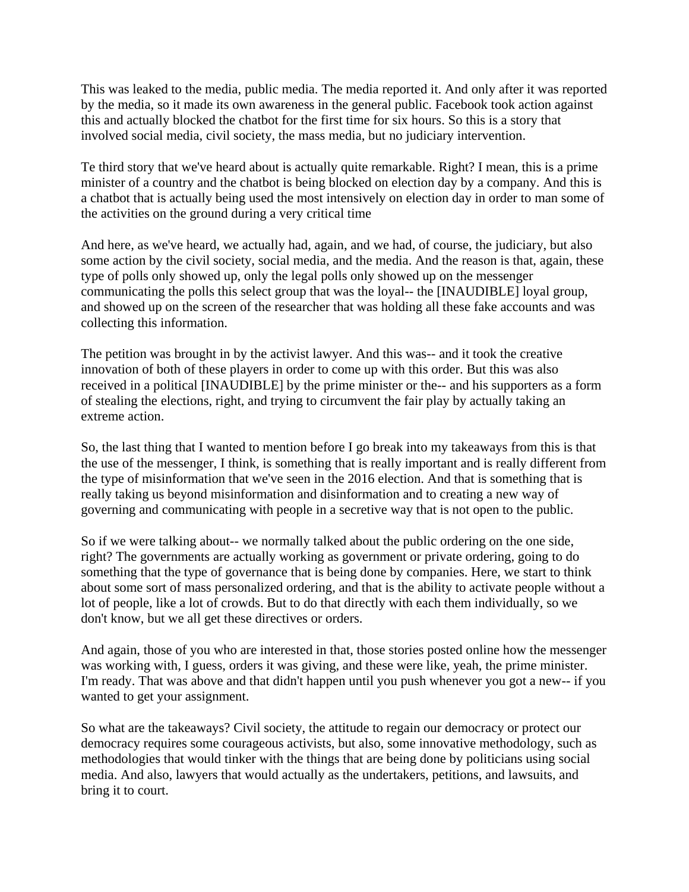This was leaked to the media, public media. The media reported it. And only after it was reported by the media, so it made its own awareness in the general public. Facebook took action against this and actually blocked the chatbot for the first time for six hours. So this is a story that involved social media, civil society, the mass media, but no judiciary intervention.

Te third story that we've heard about is actually quite remarkable. Right? I mean, this is a prime minister of a country and the chatbot is being blocked on election day by a company. And this is a chatbot that is actually being used the most intensively on election day in order to man some of the activities on the ground during a very critical time

And here, as we've heard, we actually had, again, and we had, of course, the judiciary, but also some action by the civil society, social media, and the media. And the reason is that, again, these type of polls only showed up, only the legal polls only showed up on the messenger communicating the polls this select group that was the loyal-- the [INAUDIBLE] loyal group, and showed up on the screen of the researcher that was holding all these fake accounts and was collecting this information.

The petition was brought in by the activist lawyer. And this was-- and it took the creative innovation of both of these players in order to come up with this order. But this was also received in a political [INAUDIBLE] by the prime minister or the-- and his supporters as a form of stealing the elections, right, and trying to circumvent the fair play by actually taking an extreme action.

So, the last thing that I wanted to mention before I go break into my takeaways from this is that the use of the messenger, I think, is something that is really important and is really different from the type of misinformation that we've seen in the 2016 election. And that is something that is really taking us beyond misinformation and disinformation and to creating a new way of governing and communicating with people in a secretive way that is not open to the public.

So if we were talking about-- we normally talked about the public ordering on the one side, right? The governments are actually working as government or private ordering, going to do something that the type of governance that is being done by companies. Here, we start to think about some sort of mass personalized ordering, and that is the ability to activate people without a lot of people, like a lot of crowds. But to do that directly with each them individually, so we don't know, but we all get these directives or orders.

And again, those of you who are interested in that, those stories posted online how the messenger was working with, I guess, orders it was giving, and these were like, yeah, the prime minister. I'm ready. That was above and that didn't happen until you push whenever you got a new-- if you wanted to get your assignment.

So what are the takeaways? Civil society, the attitude to regain our democracy or protect our democracy requires some courageous activists, but also, some innovative methodology, such as methodologies that would tinker with the things that are being done by politicians using social media. And also, lawyers that would actually as the undertakers, petitions, and lawsuits, and bring it to court.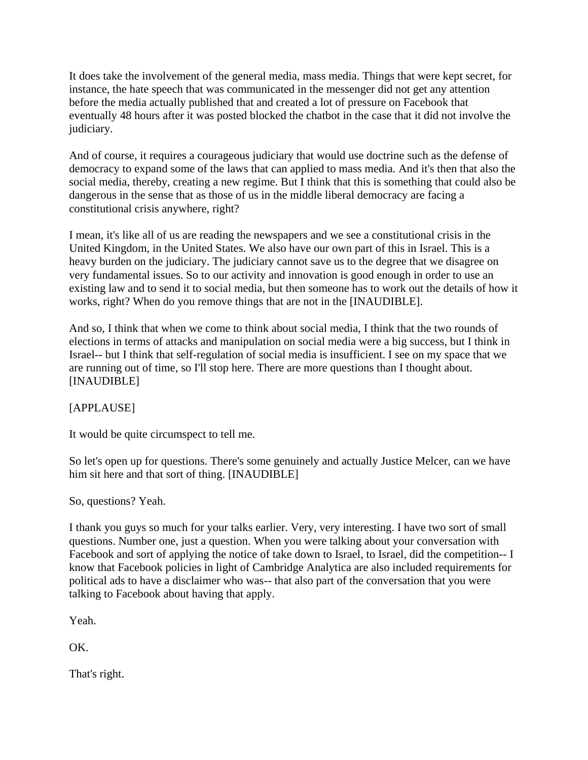It does take the involvement of the general media, mass media. Things that were kept secret, for instance, the hate speech that was communicated in the messenger did not get any attention before the media actually published that and created a lot of pressure on Facebook that eventually 48 hours after it was posted blocked the chatbot in the case that it did not involve the judiciary.

And of course, it requires a courageous judiciary that would use doctrine such as the defense of democracy to expand some of the laws that can applied to mass media. And it's then that also the social media, thereby, creating a new regime. But I think that this is something that could also be dangerous in the sense that as those of us in the middle liberal democracy are facing a constitutional crisis anywhere, right?

I mean, it's like all of us are reading the newspapers and we see a constitutional crisis in the United Kingdom, in the United States. We also have our own part of this in Israel. This is a heavy burden on the judiciary. The judiciary cannot save us to the degree that we disagree on very fundamental issues. So to our activity and innovation is good enough in order to use an existing law and to send it to social media, but then someone has to work out the details of how it works, right? When do you remove things that are not in the [INAUDIBLE].

And so, I think that when we come to think about social media, I think that the two rounds of elections in terms of attacks and manipulation on social media were a big success, but I think in Israel-- but I think that self-regulation of social media is insufficient. I see on my space that we are running out of time, so I'll stop here. There are more questions than I thought about. [INAUDIBLE]

[APPLAUSE]

It would be quite circumspect to tell me.

So let's open up for questions. There's some genuinely and actually Justice Melcer, can we have him sit here and that sort of thing. [INAUDIBLE]

So, questions? Yeah.

I thank you guys so much for your talks earlier. Very, very interesting. I have two sort of small questions. Number one, just a question. When you were talking about your conversation with Facebook and sort of applying the notice of take down to Israel, to Israel, did the competition-- I know that Facebook policies in light of Cambridge Analytica are also included requirements for political ads to have a disclaimer who was-- that also part of the conversation that you were talking to Facebook about having that apply.

Yeah.

OK.

That's right.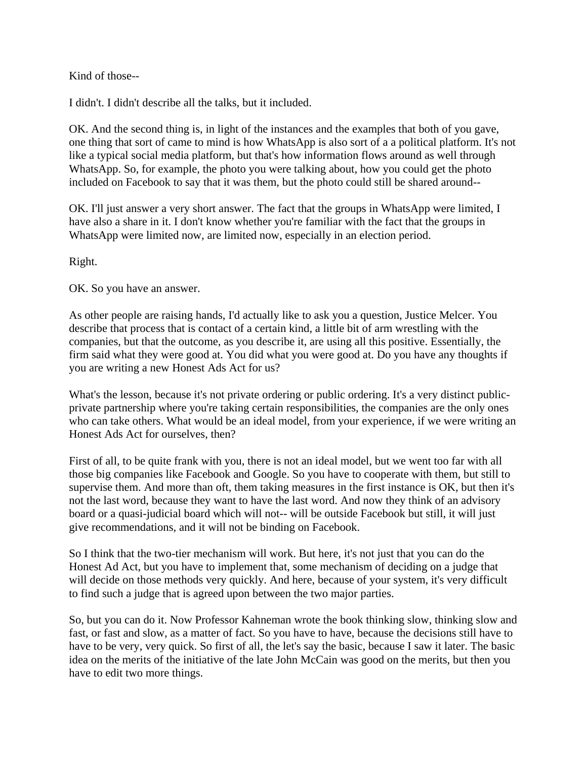Kind of those--

I didn't. I didn't describe all the talks, but it included.

OK. And the second thing is, in light of the instances and the examples that both of you gave, one thing that sort of came to mind is how WhatsApp is also sort of a a political platform. It's not like a typical social media platform, but that's how information flows around as well through WhatsApp. So, for example, the photo you were talking about, how you could get the photo included on Facebook to say that it was them, but the photo could still be shared around--

OK. I'll just answer a very short answer. The fact that the groups in WhatsApp were limited, I have also a share in it. I don't know whether you're familiar with the fact that the groups in WhatsApp were limited now, are limited now, especially in an election period.

Right.

OK. So you have an answer.

As other people are raising hands, I'd actually like to ask you a question, Justice Melcer. You describe that process that is contact of a certain kind, a little bit of arm wrestling with the companies, but that the outcome, as you describe it, are using all this positive. Essentially, the firm said what they were good at. You did what you were good at. Do you have any thoughts if you are writing a new Honest Ads Act for us?

What's the lesson, because it's not private ordering or public ordering. It's a very distinct public-private partnership where you're taking certain responsibilities, the companies are the only ones who can take others. What would be an ideal model, from your experience, if we were writing an Honest Ads Act for ourselves, then?

First of all, to be quite frank with you, there is not an ideal model, but we went too far with all those big companies like Facebook and Google. So you have to cooperate with them, but still to supervise them. And more than oft, them taking measures in the first instance is OK, but then it's not the last word, because they want to have the last word. And now they think of an advisory board or a quasi-judicial board which will not-- will be outside Facebook but still, it will just give recommendations, and it will not be binding on Facebook.

So I think that the two-tier mechanism will work. But here, it's not just that you can do the Honest Ad Act, but you have to implement that, some mechanism of deciding on a judge that will decide on those methods very quickly. And here, because of your system, it's very difficult to find such a judge that is agreed upon between the two major parties.

So, but you can do it. Now Professor Kahneman wrote the book thinking slow, thinking slow and fast, or fast and slow, as a matter of fact. So you have to have, because the decisions still have to have to be very, very quick. So first of all, the let's say the basic, because I saw it later. The basic idea on the merits of the initiative of the late John McCain was good on the merits, but then you have to edit two more things.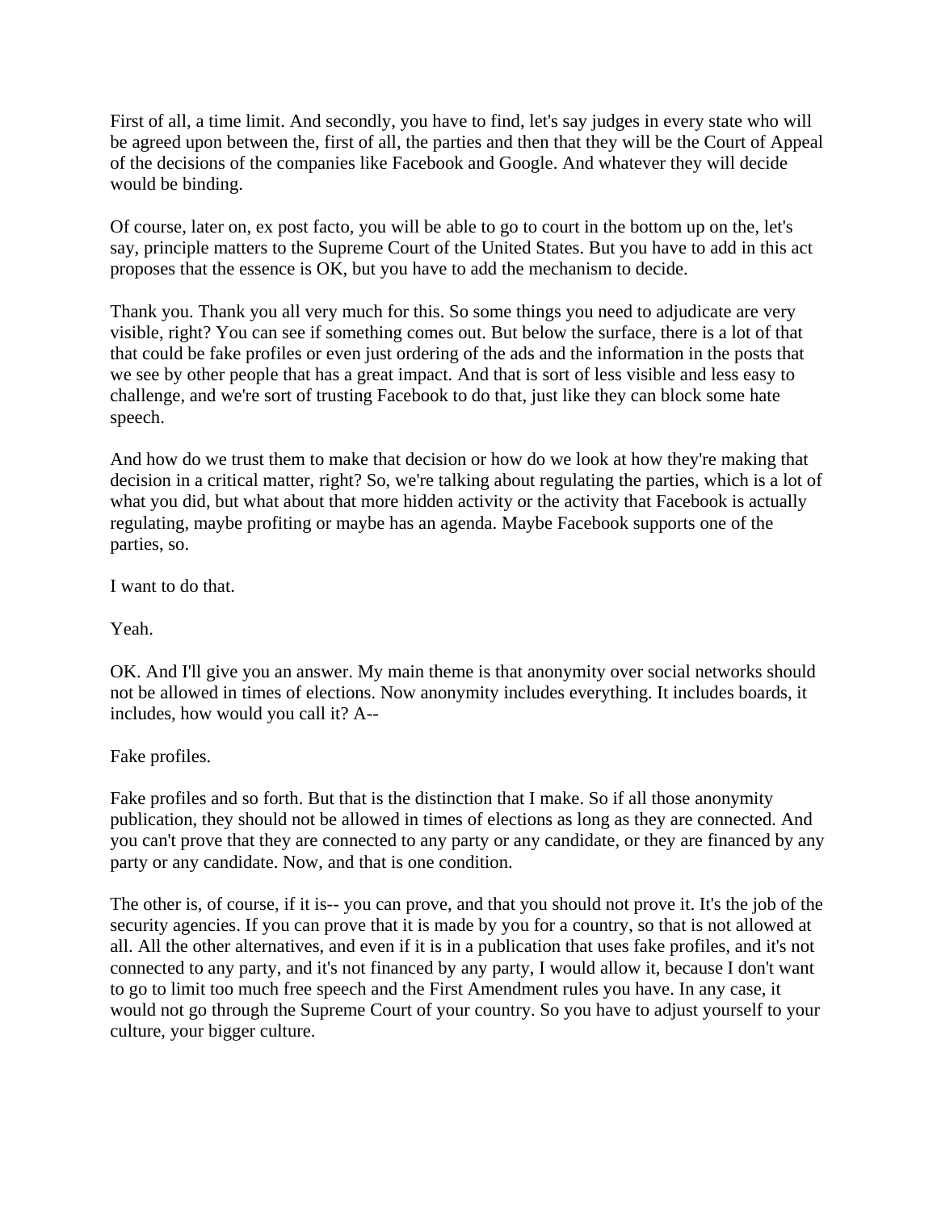First of all, a time limit. And secondly, you have to find, let's say judges in every state who will be agreed upon between the, first of all, the parties and then that they will be the Court of Appeal of the decisions of the companies like Facebook and Google. And whatever they will decide would be binding.

Of course, later on, ex post facto, you will be able to go to court in the bottom up on the, let's say, principle matters to the Supreme Court of the United States. But you have to add in this act proposes that the essence is OK, but you have to add the mechanism to decide.

Thank you. Thank you all very much for this. So some things you need to adjudicate are very visible, right? You can see if something comes out. But below the surface, there is a lot of that that could be fake profiles or even just ordering of the ads and the information in the posts that we see by other people that has a great impact. And that is sort of less visible and less easy to challenge, and we're sort of trusting Facebook to do that, just like they can block some hate speech.

And how do we trust them to make that decision or how do we look at how they're making that decision in a critical matter, right? So, we're talking about regulating the parties, which is a lot of what you did, but what about that more hidden activity or the activity that Facebook is actually regulating, maybe profiting or maybe has an agenda. Maybe Facebook supports one of the parties, so.

I want to do that.

Yeah.

OK. And I'll give you an answer. My main theme is that anonymity over social networks should not be allowed in times of elections. Now anonymity includes everything. It includes boards, it includes, how would you call it? A--

Fake profiles.

Fake profiles and so forth. But that is the distinction that I make. So if all those anonymity publication, they should not be allowed in times of elections as long as they are connected. And you can't prove that they are connected to any party or any candidate, or they are financed by any party or any candidate. Now, and that is one condition.

The other is, of course, if it is-- you can prove, and that you should not prove it. It's the job of the security agencies. If you can prove that it is made by you for a country, so that is not allowed at all. All the other alternatives, and even if it is in a publication that uses fake profiles, and it's not connected to any party, and it's not financed by any party, I would allow it, because I don't want to go to limit too much free speech and the First Amendment rules you have. In any case, it would not go through the Supreme Court of your country. So you have to adjust yourself to your culture, your bigger culture.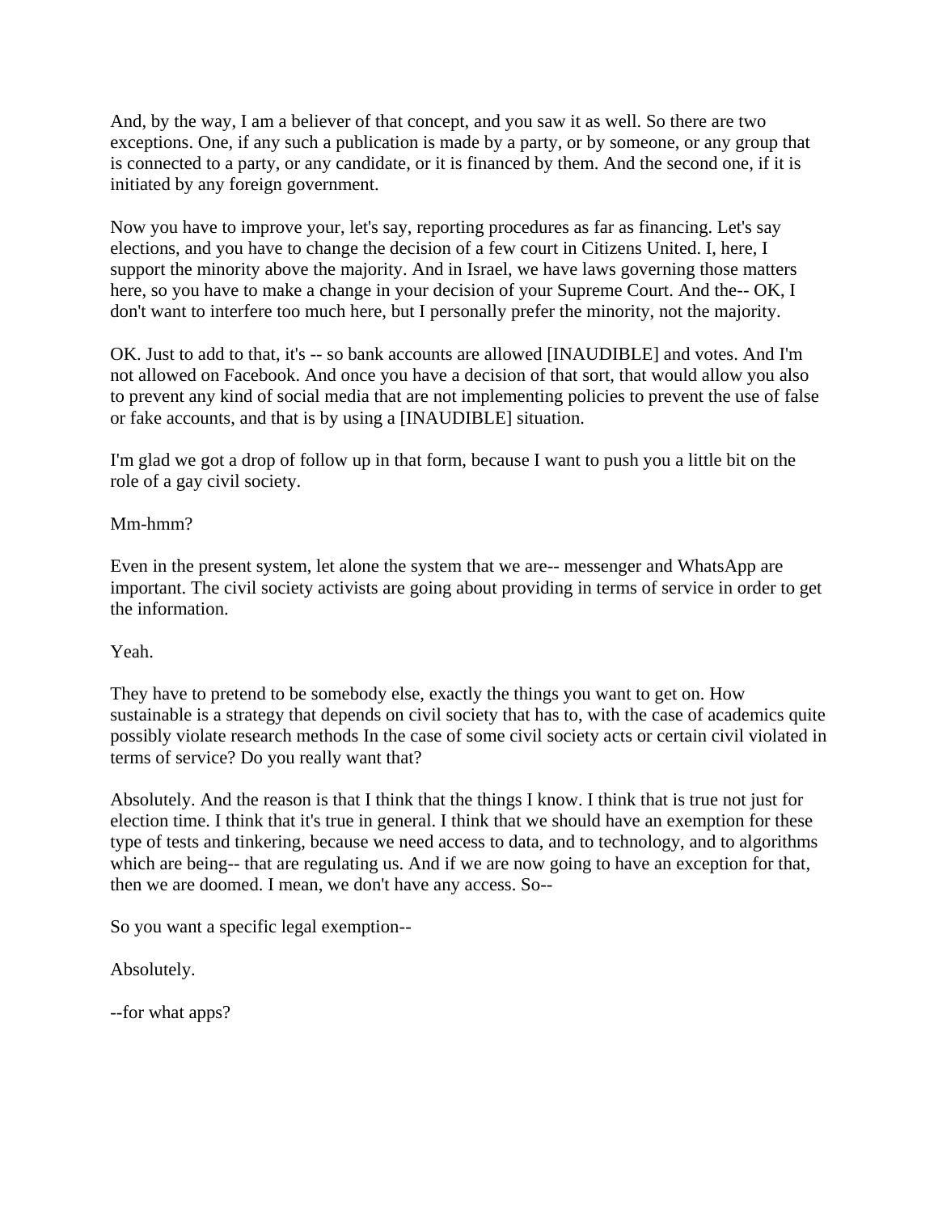And, by the way, I am a believer of that concept, and you saw it as well. So there are two exceptions. One, if any such a publication is made by a party, or by someone, or any group that is connected to a party, or any candidate, or it is financed by them. And the second one, if it is initiated by any foreign government.

Now you have to improve your, let's say, reporting procedures as far as financing. Let's say elections, and you have to change the decision of a few court in Citizens United. I, here, I support the minority above the majority. And in Israel, we have laws governing those matters here, so you have to make a change in your decision of your Supreme Court. And the-- OK, I don't want to interfere too much here, but I personally prefer the minority, not the majority.

OK. Just to add to that, it's -- so bank accounts are allowed [INAUDIBLE] and votes. And I'm not allowed on Facebook. And once you have a decision of that sort, that would allow you also to prevent any kind of social media that are not implementing policies to prevent the use of false or fake accounts, and that is by using a [INAUDIBLE] situation.

I'm glad we got a drop of follow up in that form, because I want to push you a little bit on the role of a gay civil society.

Mm-hmm?

Even in the present system, let alone the system that we are-- messenger and WhatsApp are important. The civil society activists are going about providing in terms of service in order to get the information.

Yeah.

They have to pretend to be somebody else, exactly the things you want to get on. How sustainable is a strategy that depends on civil society that has to, with the case of academics quite possibly violate research methods In the case of some civil society acts or certain civil violated in terms of service? Do you really want that?

Absolutely. And the reason is that I think that the things I know. I think that is true not just for election time. I think that it's true in general. I think that we should have an exemption for these type of tests and tinkering, because we need access to data, and to technology, and to algorithms which are being-- that are regulating us. And if we are now going to have an exception for that, then we are doomed. I mean, we don't have any access. So--

So you want a specific legal exemption--

Absolutely.

--for what apps?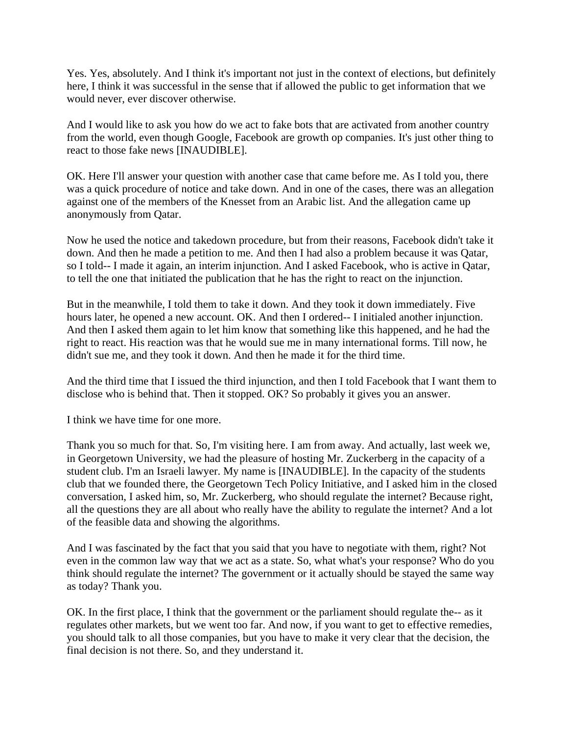Yes. Yes, absolutely. And I think it's important not just in the context of elections, but definitely here, I think it was successful in the sense that if allowed the public to get information that we would never, ever discover otherwise.

And I would like to ask you how do we act to fake bots that are activated from another country from the world, even though Google, Facebook are growth op companies. It's just other thing to react to those fake news [INAUDIBLE].

OK. Here I'll answer your question with another case that came before me. As I told you, there was a quick procedure of notice and take down. And in one of the cases, there was an allegation against one of the members of the Knesset from an Arabic list. And the allegation came up anonymously from Qatar.

Now he used the notice and takedown procedure, but from their reasons, Facebook didn't take it down. And then he made a petition to me. And then I had also a problem because it was Qatar, so I told-- I made it again, an interim injunction. And I asked Facebook, who is active in Qatar, to tell the one that initiated the publication that he has the right to react on the injunction.

But in the meanwhile, I told them to take it down. And they took it down immediately. Five hours later, he opened a new account. OK. And then I ordered-- I initialed another injunction. And then I asked them again to let him know that something like this happened, and he had the right to react. His reaction was that he would sue me in many international forms. Till now, he didn't sue me, and they took it down. And then he made it for the third time.

And the third time that I issued the third injunction, and then I told Facebook that I want them to disclose who is behind that. Then it stopped. OK? So probably it gives you an answer.

I think we have time for one more.

Thank you so much for that. So, I'm visiting here. I am from away. And actually, last week we, in Georgetown University, we had the pleasure of hosting Mr. Zuckerberg in the capacity of a student club. I'm an Israeli lawyer. My name is [INAUDIBLE]. In the capacity of the students club that we founded there, the Georgetown Tech Policy Initiative, and I asked him in the closed conversation, I asked him, so, Mr. Zuckerberg, who should regulate the internet? Because right, all the questions they are all about who really have the ability to regulate the internet? And a lot of the feasible data and showing the algorithms.

And I was fascinated by the fact that you said that you have to negotiate with them, right? Not even in the common law way that we act as a state. So, what what's your response? Who do you think should regulate the internet? The government or it actually should be stayed the same way as today? Thank you.

OK. In the first place, I think that the government or the parliament should regulate the-- as it regulates other markets, but we went too far. And now, if you want to get to effective remedies, you should talk to all those companies, but you have to make it very clear that the decision, the final decision is not there. So, and they understand it.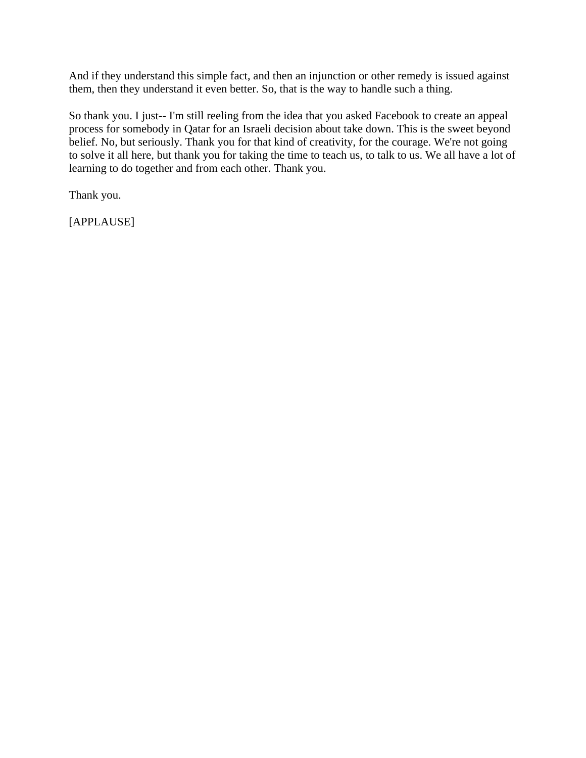And if they understand this simple fact, and then an injunction or other remedy is issued against them, then they understand it even better. So, that is the way to handle such a thing.

So thank you. I just-- I'm still reeling from the idea that you asked Facebook to create an appeal process for somebody in Qatar for an Israeli decision about take down. This is the sweet beyond belief. No, but seriously. Thank you for that kind of creativity, for the courage. We're not going to solve it all here, but thank you for taking the time to teach us, to talk to us. We all have a lot of learning to do together and from each other. Thank you.

Thank you.

[APPLAUSE]